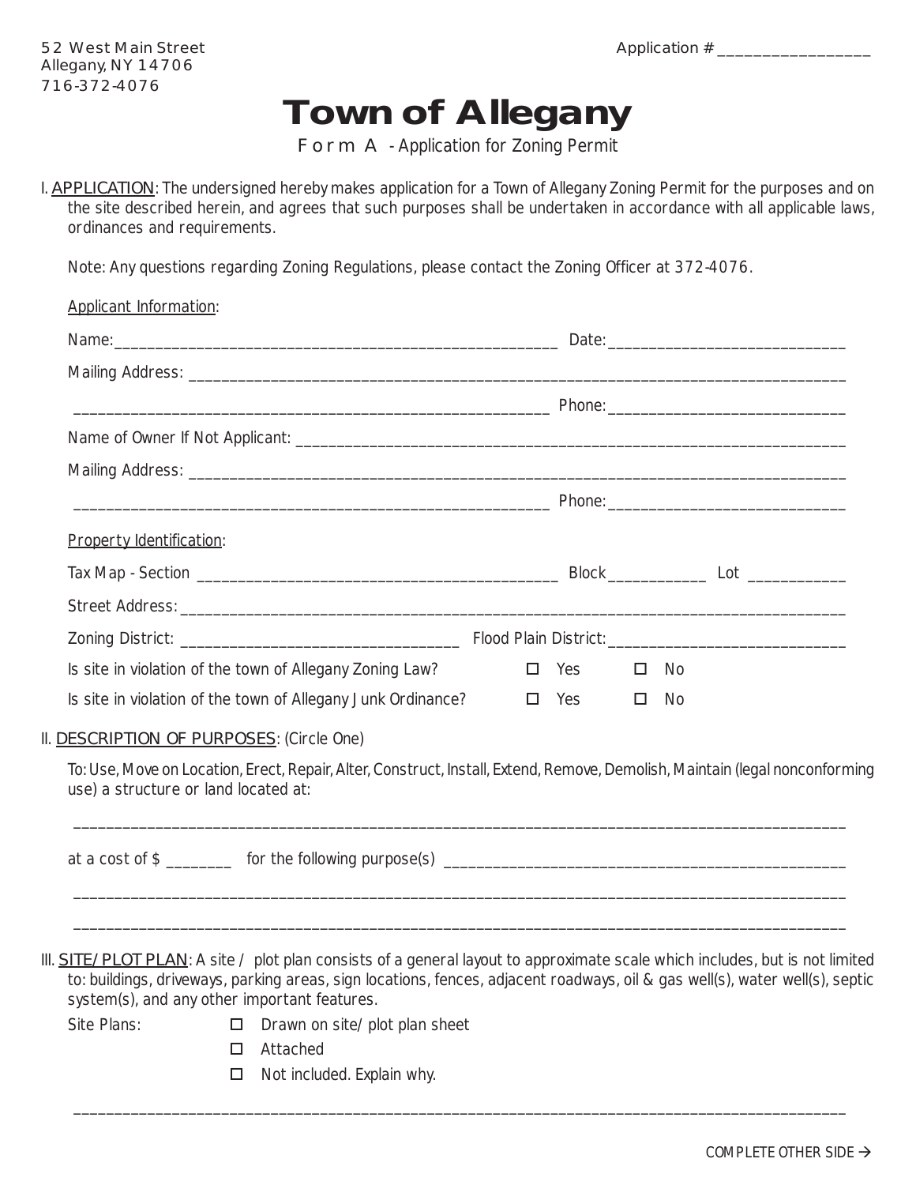52 West Main Street
Allegany, NY 14706
716-372-4076

Application # __________________

# Town of Allegany

Form A - Application for Zoning Permit

I. APPLICATION: The undersigned hereby makes application for a Town of Allegany Zoning Permit for the purposes and on the site described herein, and agrees that such purposes shall be undertaken in accordance with all applicable laws, ordinances and requirements.

Note: Any questions regarding Zoning Regulations, please contact the Zoning Officer at 372-4076.

Applicant Information:

Name: ________________________________________________________ Date: ______________________________

Mailing Address: _____________________________________________________________________________________

____________________________________________________________ Phone: ______________________________

Name of Owner If Not Applicant: ______________________________________________________________________

Mailing Address: _____________________________________________________________________________________

____________________________________________________________ Phone: ______________________________

Property Identification:

Tax Map - Section _____________________________________________ Block ____________ Lot ____________

Street Address: ______________________________________________________________________________________

Zoning District: __________________________________ Flood Plain District: ______________________________

Is site in violation of the town of Allegany Zoning Law? ☐ Yes ☐ No

Is site in violation of the town of Allegany Junk Ordinance? ☐ Yes ☐ No

II. DESCRIPTION OF PURPOSES: (Circle One)

To: Use, Move on Location, Erect, Repair, Alter, Construct, Install, Extend, Remove, Demolish, Maintain (legal nonconforming use) a structure or land located at:

_____________________________________________________________________________________________________

at a cost of $ ________ for the following purpose(s) __________________________________________________

_____________________________________________________________________________________________________

_____________________________________________________________________________________________________

III. SITE/PLOT PLAN: A site / plot plan consists of a general layout to approximate scale which includes, but is not limited to: buildings, driveways, parking areas, sign locations, fences, adjacent roadways, oil & gas well(s), water well(s), septic system(s), and any other important features.

Site Plans:
- ☐ Drawn on site/plot plan sheet
- ☐ Attached
- ☐ Not included. Explain why.

_____________________________________________________________________________________________________

COMPLETE OTHER SIDE →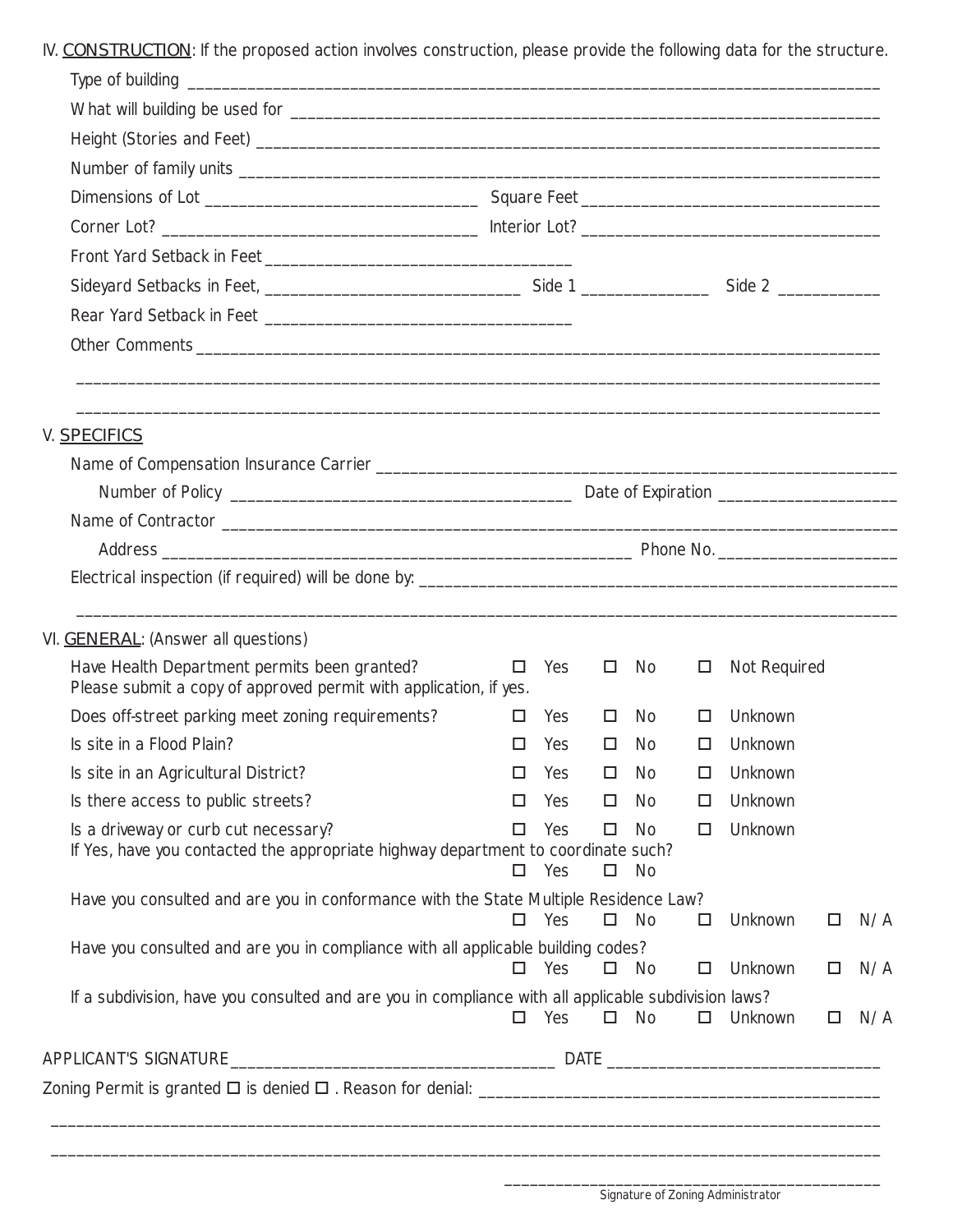IV. CONSTRUCTION: If the proposed action involves construction, please provide the following data for the structure.

Type of building ______________________________________________

What will building be used for ______________________________________________

Height (Stories and Feet) ______________________________________________

Number of family units ______________________________________________

Dimensions of Lot ____________________ Square Feet ____________________

Corner Lot? ____________________ Interior Lot? ____________________

Front Yard Setback in Feet ____________________

Sideyard Setbacks in Feet, ____________________ Side 1 __________ Side 2 __________

Rear Yard Setback in Feet ____________________

Other Comments ______________________________________________

______________________________________________

______________________________________________

V. SPECIFICS

Name of Compensation Insurance Carrier ______________________________________________

Number of Policy ____________________ Date of Expiration ____________________

Name of Contractor ______________________________________________

Address ______________________________ Phone No. ____________________

Electrical inspection (if required) will be done by: ______________________________________________

______________________________________________

VI. GENERAL: (Answer all questions)

Have Health Department permits been granted? ☐ Yes ☐ No ☐ Not Required
Please submit a copy of approved permit with application, if yes.

Does off-street parking meet zoning requirements? ☐ Yes ☐ No ☐ Unknown

Is site in a Flood Plain? ☐ Yes ☐ No ☐ Unknown

Is site in an Agricultural District? ☐ Yes ☐ No ☐ Unknown

Is there access to public streets? ☐ Yes ☐ No ☐ Unknown

Is a driveway or curb cut necessary? ☐ Yes ☐ No ☐ Unknown
If Yes, have you contacted the appropriate highway department to coordinate such?
☐ Yes ☐ No

Have you consulted and are you in conformance with the State Multiple Residence Law?
☐ Yes ☐ No ☐ Unknown ☐ N/A

Have you consulted and are you in compliance with all applicable building codes?
☐ Yes ☐ No ☐ Unknown ☐ N/A

If a subdivision, have you consulted and are you in compliance with all applicable subdivision laws?
☐ Yes ☐ No ☐ Unknown ☐ N/A

APPLICANT'S SIGNATURE ______________________________ DATE ____________________

Zoning Permit is granted ☐ is denied ☐ . Reason for denial: ______________________________________________

______________________________________________

______________________________________________

______________________________
Signature of Zoning Administrator